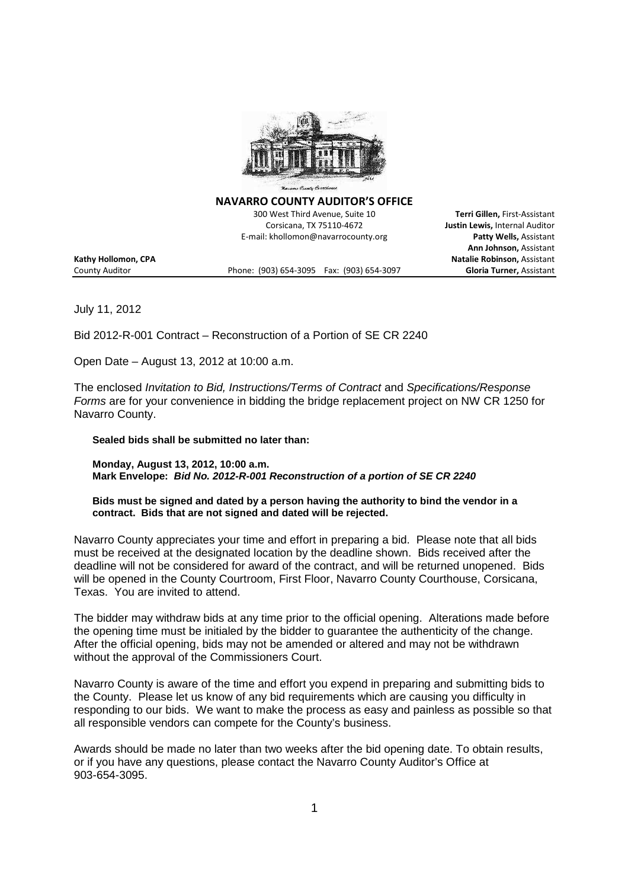**NAVARRO COUNTY AUDITOR'S OFFICE**

300 West Third Avenue, Suite 10
Corsicana, TX 75110-4672
E-mail: khollomon@navarrocounty.org
Phone: (903) 654-3095 Fax: (903) 654-3097

**Kathy Hollomon, CPA**
County Auditor

**Terri Gillen,** First-Assistant
**Justin Lewis,** Internal Auditor
**Patty Wells,** Assistant
**Ann Johnson,** Assistant
**Natalie Robinson,** Assistant
**Gloria Turner,** Assistant

July 11, 2012

Bid 2012-R-001 Contract – Reconstruction of a Portion of SE CR 2240

Open Date – August 13, 2012 at 10:00 a.m.

The enclosed *Invitation to Bid, Instructions/Terms of Contract* and *Specifications/Response Forms* are for your convenience in bidding the bridge replacement project on NW CR 1250 for Navarro County.

**Sealed bids shall be submitted no later than:**

**Monday, August 13, 2012, 10:00 a.m.**
**Mark Envelope: *Bid No. 2012-R-001 Reconstruction of a portion of SE CR 2240***

**Bids must be signed and dated by a person having the authority to bind the vendor in a contract. Bids that are not signed and dated will be rejected.**

Navarro County appreciates your time and effort in preparing a bid. Please note that all bids must be received at the designated location by the deadline shown. Bids received after the deadline will not be considered for award of the contract, and will be returned unopened. Bids will be opened in the County Courtroom, First Floor, Navarro County Courthouse, Corsicana, Texas. You are invited to attend.

The bidder may withdraw bids at any time prior to the official opening. Alterations made before the opening time must be initialed by the bidder to guarantee the authenticity of the change. After the official opening, bids may not be amended or altered and may not be withdrawn without the approval of the Commissioners Court.

Navarro County is aware of the time and effort you expend in preparing and submitting bids to the County. Please let us know of any bid requirements which are causing you difficulty in responding to our bids. We want to make the process as easy and painless as possible so that all responsible vendors can compete for the County's business.

Awards should be made no later than two weeks after the bid opening date. To obtain results, or if you have any questions, please contact the Navarro County Auditor's Office at 903-654-3095.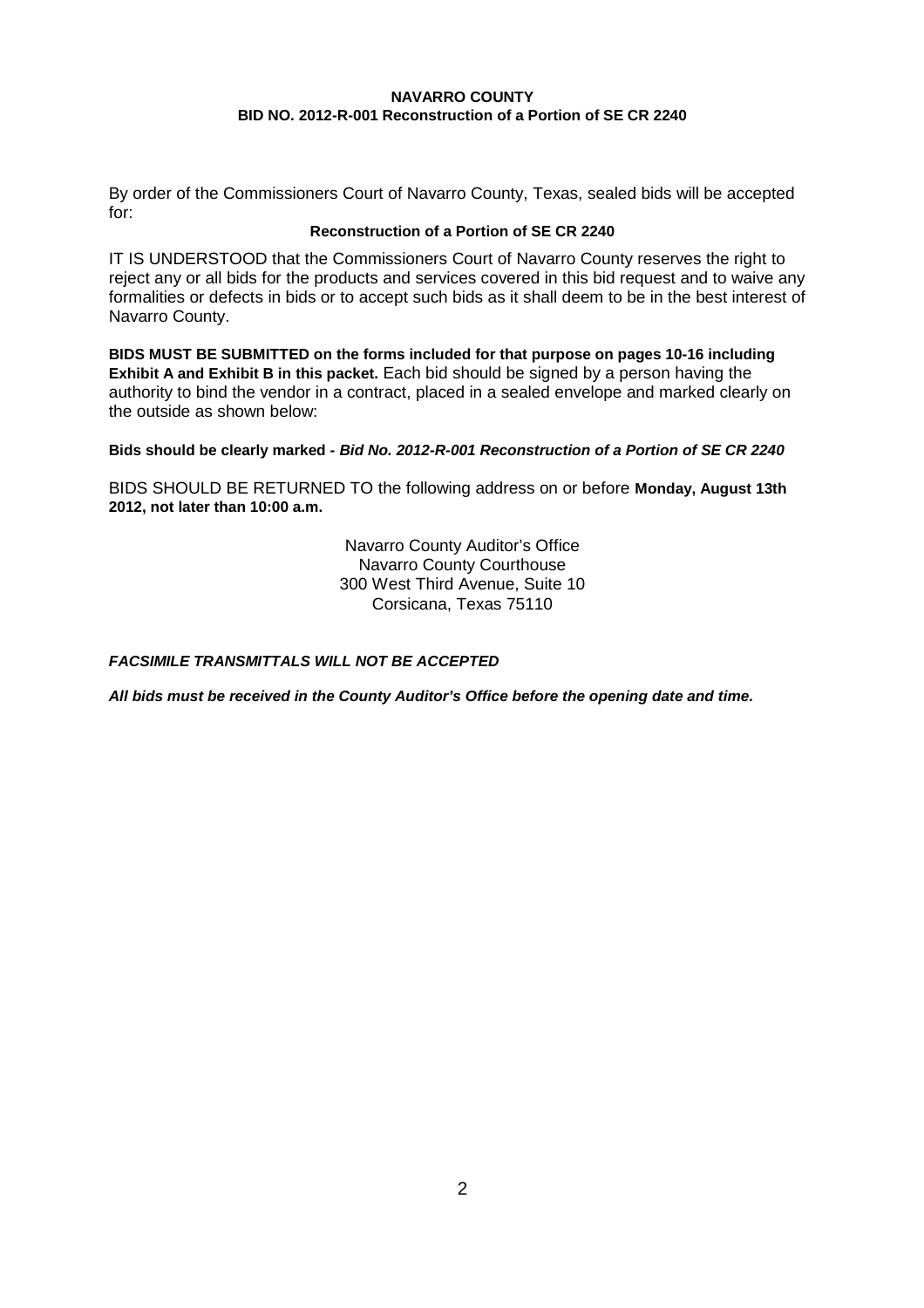**NAVARRO COUNTY**
**BID NO. 2012-R-001 Reconstruction of a Portion of SE CR 2240**

By order of the Commissioners Court of Navarro County, Texas, sealed bids will be accepted for:

**Reconstruction of a Portion of SE CR 2240**

IT IS UNDERSTOOD that the Commissioners Court of Navarro County reserves the right to reject any or all bids for the products and services covered in this bid request and to waive any formalities or defects in bids or to accept such bids as it shall deem to be in the best interest of Navarro County.

**BIDS MUST BE SUBMITTED on the forms included for that purpose on pages 10-16 including Exhibit A and Exhibit B in this packet.** Each bid should be signed by a person having the authority to bind the vendor in a contract, placed in a sealed envelope and marked clearly on the outside as shown below:

**Bids should be clearly marked -** ***Bid No. 2012-R-001 Reconstruction of a Portion of SE CR 2240***

BIDS SHOULD BE RETURNED TO the following address on or before **Monday, August 13th 2012, not later than 10:00 a.m.**

Navarro County Auditor's Office
Navarro County Courthouse
300 West Third Avenue, Suite 10
Corsicana, Texas 75110

***FACSIMILE TRANSMITTALS WILL NOT BE ACCEPTED***

***All bids must be received in the County Auditor's Office before the opening date and time.***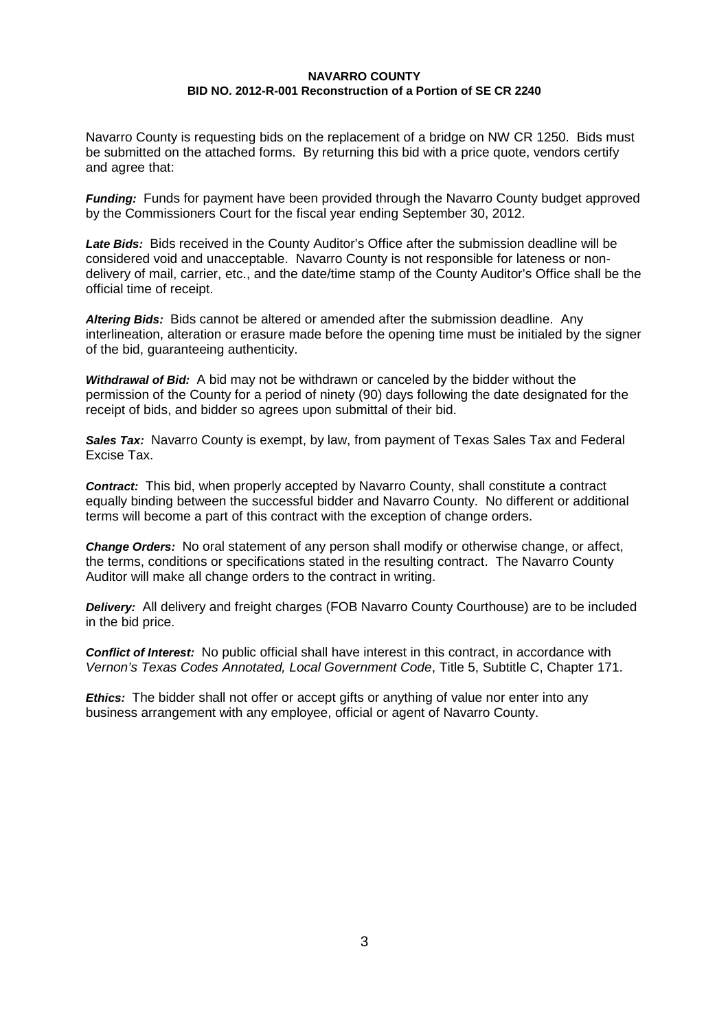**NAVARRO COUNTY**
**BID NO. 2012-R-001 Reconstruction of a Portion of SE CR 2240**

Navarro County is requesting bids on the replacement of a bridge on NW CR 1250. Bids must be submitted on the attached forms. By returning this bid with a price quote, vendors certify and agree that:

***Funding:*** Funds for payment have been provided through the Navarro County budget approved by the Commissioners Court for the fiscal year ending September 30, 2012.

***Late Bids:*** Bids received in the County Auditor's Office after the submission deadline will be considered void and unacceptable. Navarro County is not responsible for lateness or non-delivery of mail, carrier, etc., and the date/time stamp of the County Auditor's Office shall be the official time of receipt.

***Altering Bids:*** Bids cannot be altered or amended after the submission deadline. Any interlineation, alteration or erasure made before the opening time must be initialed by the signer of the bid, guaranteeing authenticity.

***Withdrawal of Bid:*** A bid may not be withdrawn or canceled by the bidder without the permission of the County for a period of ninety (90) days following the date designated for the receipt of bids, and bidder so agrees upon submittal of their bid.

***Sales Tax:*** Navarro County is exempt, by law, from payment of Texas Sales Tax and Federal Excise Tax.

***Contract:*** This bid, when properly accepted by Navarro County, shall constitute a contract equally binding between the successful bidder and Navarro County. No different or additional terms will become a part of this contract with the exception of change orders.

***Change Orders:*** No oral statement of any person shall modify or otherwise change, or affect, the terms, conditions or specifications stated in the resulting contract. The Navarro County Auditor will make all change orders to the contract in writing.

***Delivery:*** All delivery and freight charges (FOB Navarro County Courthouse) are to be included in the bid price.

***Conflict of Interest:*** No public official shall have interest in this contract, in accordance with *Vernon's Texas Codes Annotated, Local Government Code*, Title 5, Subtitle C, Chapter 171.

***Ethics:*** The bidder shall not offer or accept gifts or anything of value nor enter into any business arrangement with any employee, official or agent of Navarro County.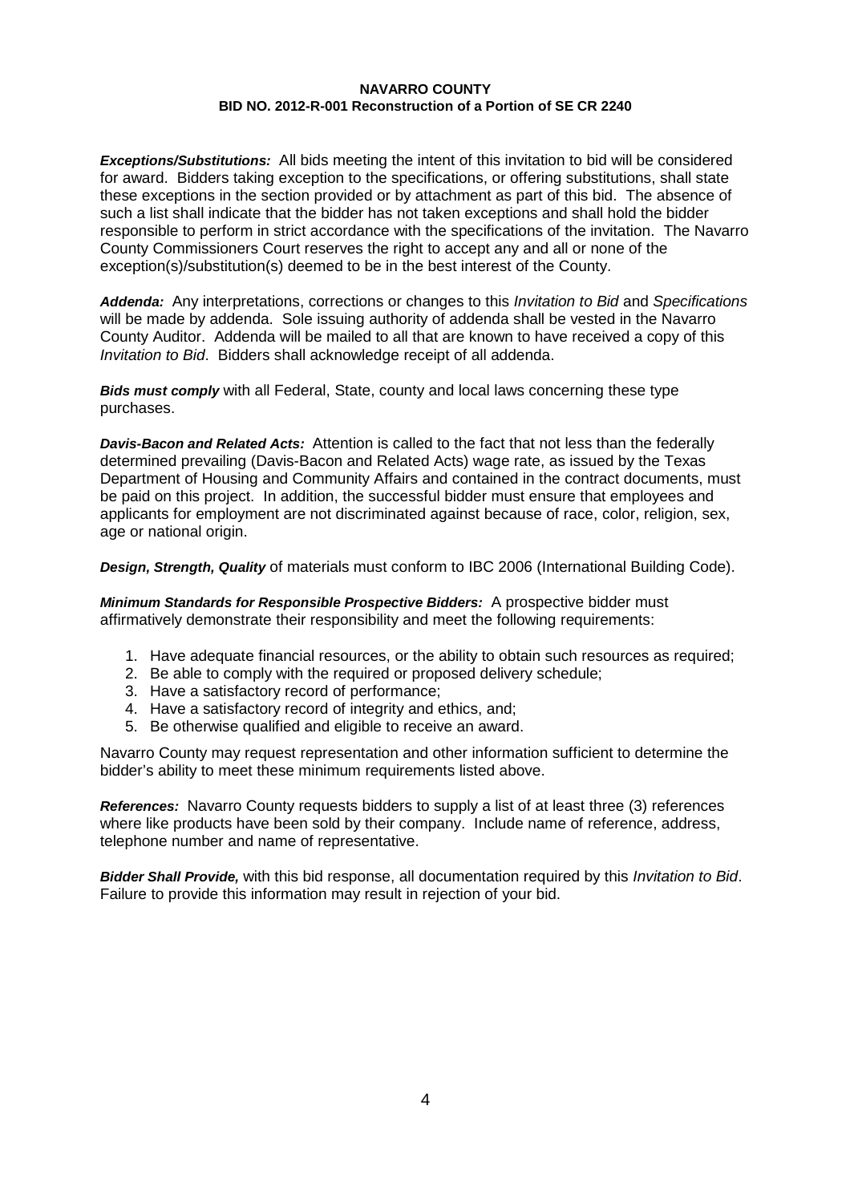**NAVARRO COUNTY**
**BID NO. 2012-R-001 Reconstruction of a Portion of SE CR 2240**

***Exceptions/Substitutions:*** All bids meeting the intent of this invitation to bid will be considered for award. Bidders taking exception to the specifications, or offering substitutions, shall state these exceptions in the section provided or by attachment as part of this bid. The absence of such a list shall indicate that the bidder has not taken exceptions and shall hold the bidder responsible to perform in strict accordance with the specifications of the invitation. The Navarro County Commissioners Court reserves the right to accept any and all or none of the exception(s)/substitution(s) deemed to be in the best interest of the County.

***Addenda:*** Any interpretations, corrections or changes to this *Invitation to Bid* and *Specifications* will be made by addenda. Sole issuing authority of addenda shall be vested in the Navarro County Auditor. Addenda will be mailed to all that are known to have received a copy of this *Invitation to Bid*. Bidders shall acknowledge receipt of all addenda.

***Bids must comply*** with all Federal, State, county and local laws concerning these type purchases.

***Davis-Bacon and Related Acts:*** Attention is called to the fact that not less than the federally determined prevailing (Davis-Bacon and Related Acts) wage rate, as issued by the Texas Department of Housing and Community Affairs and contained in the contract documents, must be paid on this project. In addition, the successful bidder must ensure that employees and applicants for employment are not discriminated against because of race, color, religion, sex, age or national origin.

***Design, Strength, Quality*** of materials must conform to IBC 2006 (International Building Code).

***Minimum Standards for Responsible Prospective Bidders:*** A prospective bidder must affirmatively demonstrate their responsibility and meet the following requirements:

1. Have adequate financial resources, or the ability to obtain such resources as required;
2. Be able to comply with the required or proposed delivery schedule;
3. Have a satisfactory record of performance;
4. Have a satisfactory record of integrity and ethics, and;
5. Be otherwise qualified and eligible to receive an award.

Navarro County may request representation and other information sufficient to determine the bidder's ability to meet these minimum requirements listed above.

***References:*** Navarro County requests bidders to supply a list of at least three (3) references where like products have been sold by their company. Include name of reference, address, telephone number and name of representative.

***Bidder Shall Provide,*** with this bid response, all documentation required by this *Invitation to Bid*. Failure to provide this information may result in rejection of your bid.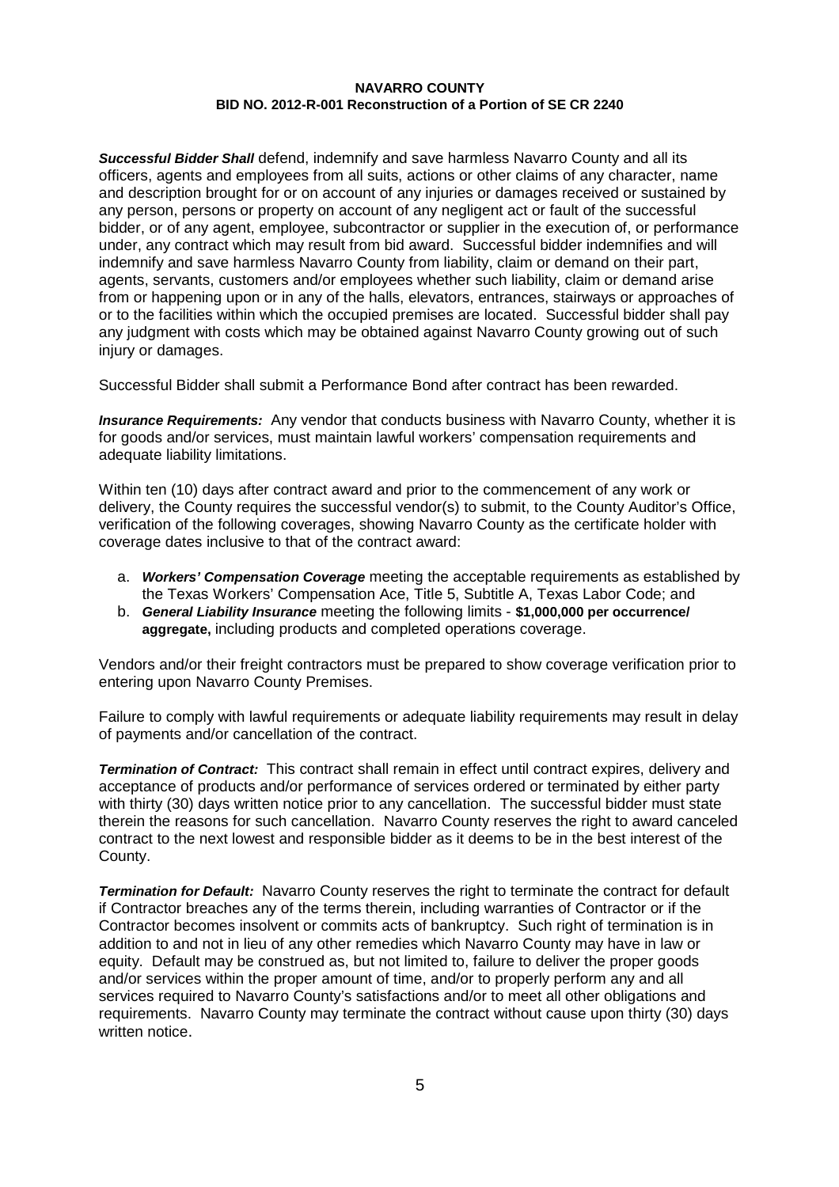***Successful Bidder Shall*** defend, indemnify and save harmless Navarro County and all its officers, agents and employees from all suits, actions or other claims of any character, name and description brought for or on account of any injuries or damages received or sustained by any person, persons or property on account of any negligent act or fault of the successful bidder, or of any agent, employee, subcontractor or supplier in the execution of, or performance under, any contract which may result from bid award. Successful bidder indemnifies and will indemnify and save harmless Navarro County from liability, claim or demand on their part, agents, servants, customers and/or employees whether such liability, claim or demand arise from or happening upon or in any of the halls, elevators, entrances, stairways or approaches of or to the facilities within which the occupied premises are located. Successful bidder shall pay any judgment with costs which may be obtained against Navarro County growing out of such injury or damages.

Successful Bidder shall submit a Performance Bond after contract has been rewarded.

***Insurance Requirements:*** Any vendor that conducts business with Navarro County, whether it is for goods and/or services, must maintain lawful workers' compensation requirements and adequate liability limitations.

Within ten (10) days after contract award and prior to the commencement of any work or delivery, the County requires the successful vendor(s) to submit, to the County Auditor's Office, verification of the following coverages, showing Navarro County as the certificate holder with coverage dates inclusive to that of the contract award:

a. ***Workers' Compensation Coverage*** meeting the acceptable requirements as established by the Texas Workers' Compensation Ace, Title 5, Subtitle A, Texas Labor Code; and
b. ***General Liability Insurance*** meeting the following limits - **$1,000,000 per occurrence/ aggregate,** including products and completed operations coverage.

Vendors and/or their freight contractors must be prepared to show coverage verification prior to entering upon Navarro County Premises.

Failure to comply with lawful requirements or adequate liability requirements may result in delay of payments and/or cancellation of the contract.

***Termination of Contract:*** This contract shall remain in effect until contract expires, delivery and acceptance of products and/or performance of services ordered or terminated by either party with thirty (30) days written notice prior to any cancellation. The successful bidder must state therein the reasons for such cancellation. Navarro County reserves the right to award canceled contract to the next lowest and responsible bidder as it deems to be in the best interest of the County.

***Termination for Default:*** Navarro County reserves the right to terminate the contract for default if Contractor breaches any of the terms therein, including warranties of Contractor or if the Contractor becomes insolvent or commits acts of bankruptcy. Such right of termination is in addition to and not in lieu of any other remedies which Navarro County may have in law or equity. Default may be construed as, but not limited to, failure to deliver the proper goods and/or services within the proper amount of time, and/or to properly perform any and all services required to Navarro County's satisfactions and/or to meet all other obligations and requirements. Navarro County may terminate the contract without cause upon thirty (30) days written notice.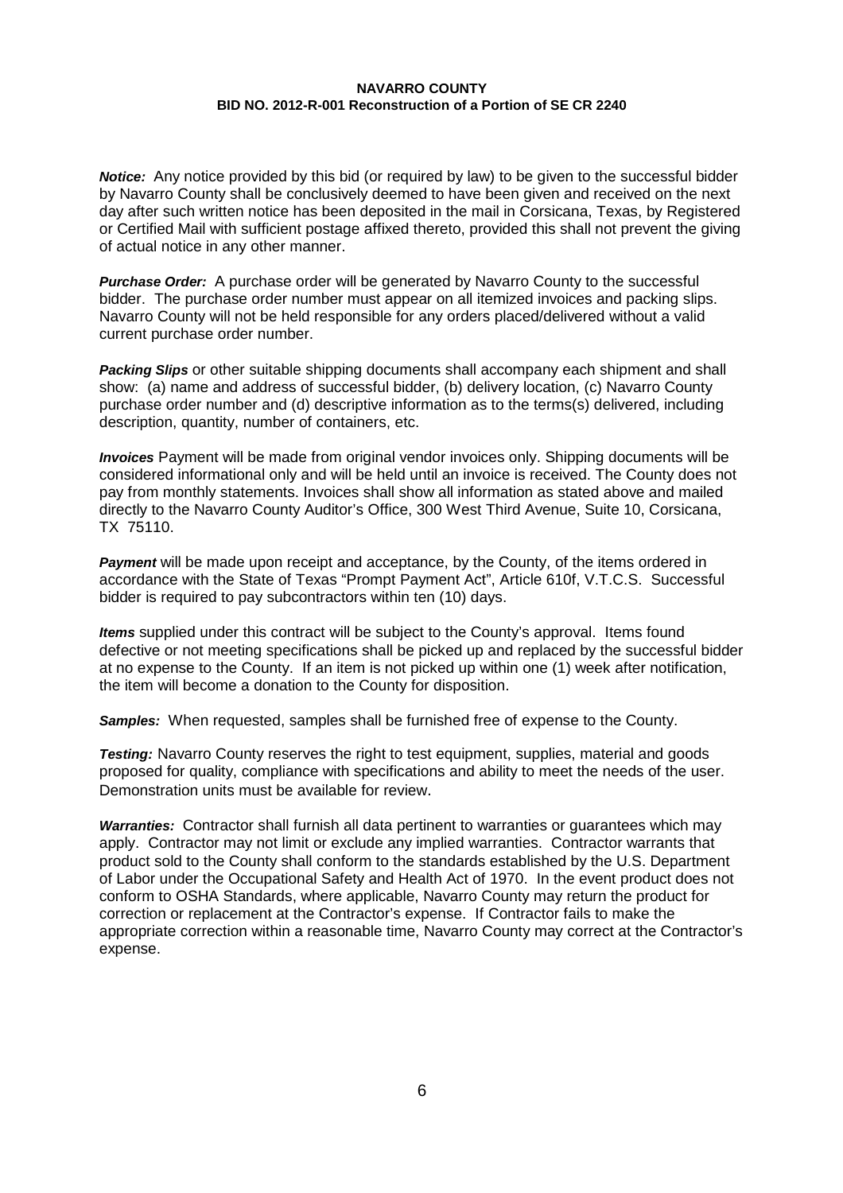***Notice:*** Any notice provided by this bid (or required by law) to be given to the successful bidder by Navarro County shall be conclusively deemed to have been given and received on the next day after such written notice has been deposited in the mail in Corsicana, Texas, by Registered or Certified Mail with sufficient postage affixed thereto, provided this shall not prevent the giving of actual notice in any other manner.

***Purchase Order:*** A purchase order will be generated by Navarro County to the successful bidder. The purchase order number must appear on all itemized invoices and packing slips. Navarro County will not be held responsible for any orders placed/delivered without a valid current purchase order number.

***Packing Slips*** or other suitable shipping documents shall accompany each shipment and shall show: (a) name and address of successful bidder, (b) delivery location, (c) Navarro County purchase order number and (d) descriptive information as to the terms(s) delivered, including description, quantity, number of containers, etc.

***Invoices*** Payment will be made from original vendor invoices only. Shipping documents will be considered informational only and will be held until an invoice is received. The County does not pay from monthly statements. Invoices shall show all information as stated above and mailed directly to the Navarro County Auditor's Office, 300 West Third Avenue, Suite 10, Corsicana, TX 75110.

***Payment*** will be made upon receipt and acceptance, by the County, of the items ordered in accordance with the State of Texas "Prompt Payment Act", Article 610f, V.T.C.S. Successful bidder is required to pay subcontractors within ten (10) days.

***Items*** supplied under this contract will be subject to the County's approval. Items found defective or not meeting specifications shall be picked up and replaced by the successful bidder at no expense to the County. If an item is not picked up within one (1) week after notification, the item will become a donation to the County for disposition.

***Samples:*** When requested, samples shall be furnished free of expense to the County.

***Testing:*** Navarro County reserves the right to test equipment, supplies, material and goods proposed for quality, compliance with specifications and ability to meet the needs of the user. Demonstration units must be available for review.

***Warranties:*** Contractor shall furnish all data pertinent to warranties or guarantees which may apply. Contractor may not limit or exclude any implied warranties. Contractor warrants that product sold to the County shall conform to the standards established by the U.S. Department of Labor under the Occupational Safety and Health Act of 1970. In the event product does not conform to OSHA Standards, where applicable, Navarro County may return the product for correction or replacement at the Contractor's expense. If Contractor fails to make the appropriate correction within a reasonable time, Navarro County may correct at the Contractor's expense.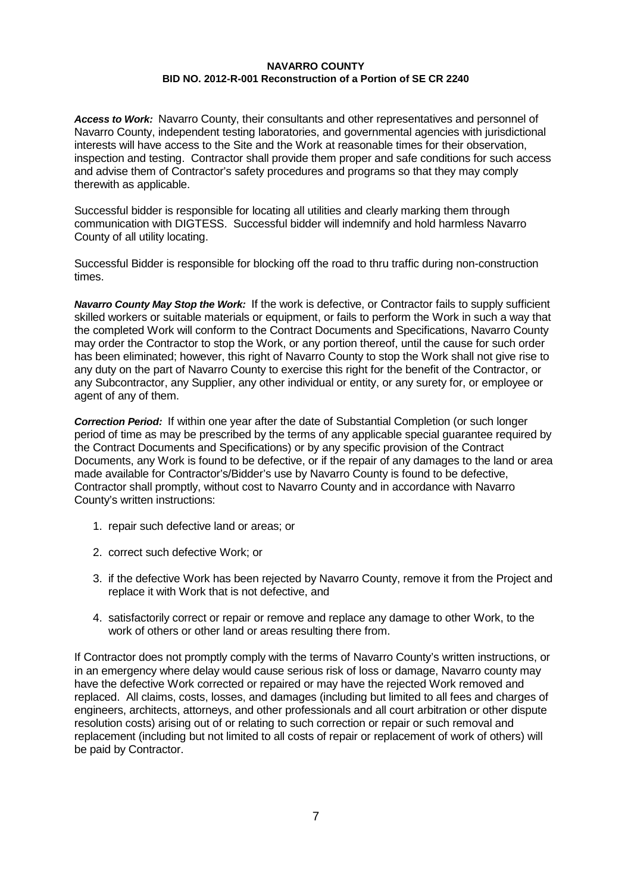***Access to Work:*** Navarro County, their consultants and other representatives and personnel of Navarro County, independent testing laboratories, and governmental agencies with jurisdictional interests will have access to the Site and the Work at reasonable times for their observation, inspection and testing. Contractor shall provide them proper and safe conditions for such access and advise them of Contractor's safety procedures and programs so that they may comply therewith as applicable.

Successful bidder is responsible for locating all utilities and clearly marking them through communication with DIGTESS. Successful bidder will indemnify and hold harmless Navarro County of all utility locating.

Successful Bidder is responsible for blocking off the road to thru traffic during non-construction times.

***Navarro County May Stop the Work:*** If the work is defective, or Contractor fails to supply sufficient skilled workers or suitable materials or equipment, or fails to perform the Work in such a way that the completed Work will conform to the Contract Documents and Specifications, Navarro County may order the Contractor to stop the Work, or any portion thereof, until the cause for such order has been eliminated; however, this right of Navarro County to stop the Work shall not give rise to any duty on the part of Navarro County to exercise this right for the benefit of the Contractor, or any Subcontractor, any Supplier, any other individual or entity, or any surety for, or employee or agent of any of them.

***Correction Period:*** If within one year after the date of Substantial Completion (or such longer period of time as may be prescribed by the terms of any applicable special guarantee required by the Contract Documents and Specifications) or by any specific provision of the Contract Documents, any Work is found to be defective, or if the repair of any damages to the land or area made available for Contractor's/Bidder's use by Navarro County is found to be defective, Contractor shall promptly, without cost to Navarro County and in accordance with Navarro County's written instructions:

1. repair such defective land or areas; or
2. correct such defective Work; or
3. if the defective Work has been rejected by Navarro County, remove it from the Project and replace it with Work that is not defective, and
4. satisfactorily correct or repair or remove and replace any damage to other Work, to the work of others or other land or areas resulting there from.

If Contractor does not promptly comply with the terms of Navarro County's written instructions, or in an emergency where delay would cause serious risk of loss or damage, Navarro county may have the defective Work corrected or repaired or may have the rejected Work removed and replaced. All claims, costs, losses, and damages (including but limited to all fees and charges of engineers, architects, attorneys, and other professionals and all court arbitration or other dispute resolution costs) arising out of or relating to such correction or repair or such removal and replacement (including but not limited to all costs of repair or replacement of work of others) will be paid by Contractor.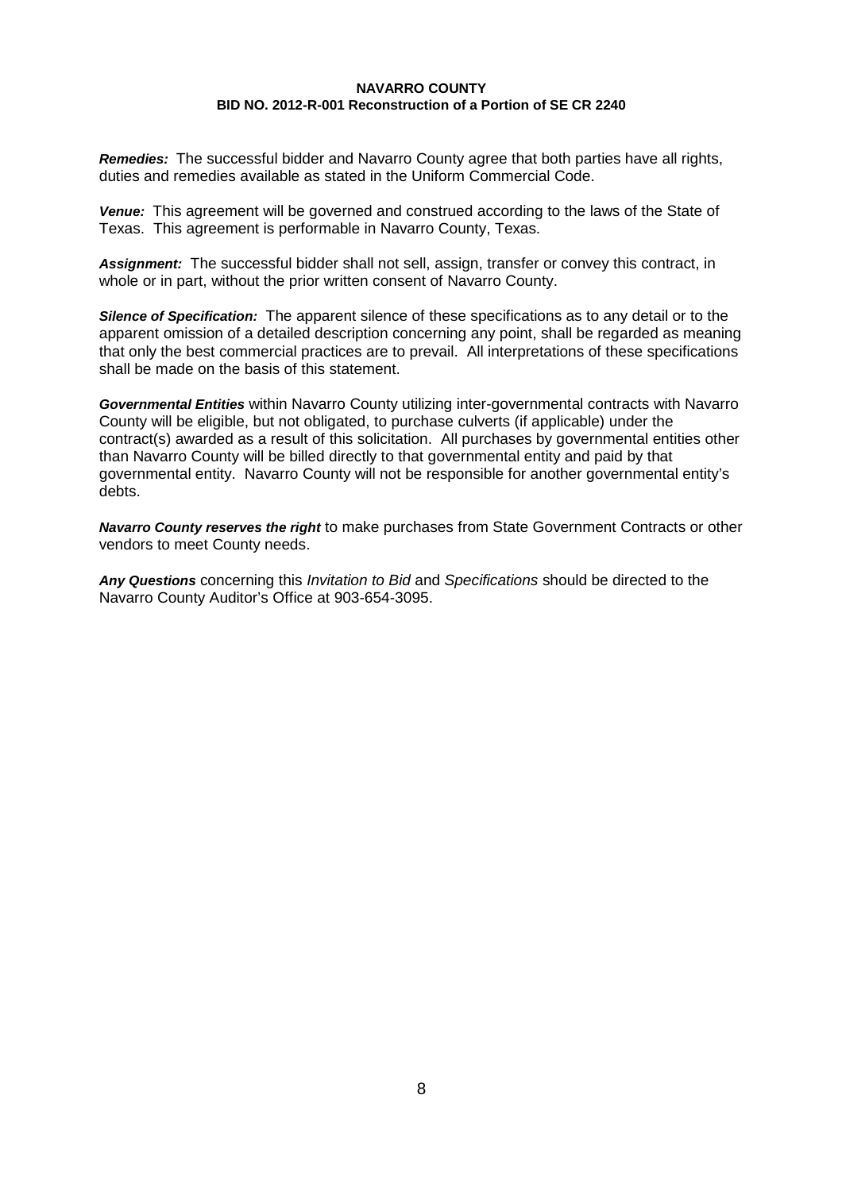***Remedies:*** The successful bidder and Navarro County agree that both parties have all rights, duties and remedies available as stated in the Uniform Commercial Code.

***Venue:*** This agreement will be governed and construed according to the laws of the State of Texas. This agreement is performable in Navarro County, Texas.

***Assignment:*** The successful bidder shall not sell, assign, transfer or convey this contract, in whole or in part, without the prior written consent of Navarro County.

***Silence of Specification:*** The apparent silence of these specifications as to any detail or to the apparent omission of a detailed description concerning any point, shall be regarded as meaning that only the best commercial practices are to prevail. All interpretations of these specifications shall be made on the basis of this statement.

***Governmental Entities*** within Navarro County utilizing inter-governmental contracts with Navarro County will be eligible, but not obligated, to purchase culverts (if applicable) under the contract(s) awarded as a result of this solicitation. All purchases by governmental entities other than Navarro County will be billed directly to that governmental entity and paid by that governmental entity. Navarro County will not be responsible for another governmental entity's debts.

***Navarro County reserves the right*** to make purchases from State Government Contracts or other vendors to meet County needs.

***Any Questions*** concerning this *Invitation to Bid* and *Specifications* should be directed to the Navarro County Auditor's Office at 903-654-3095.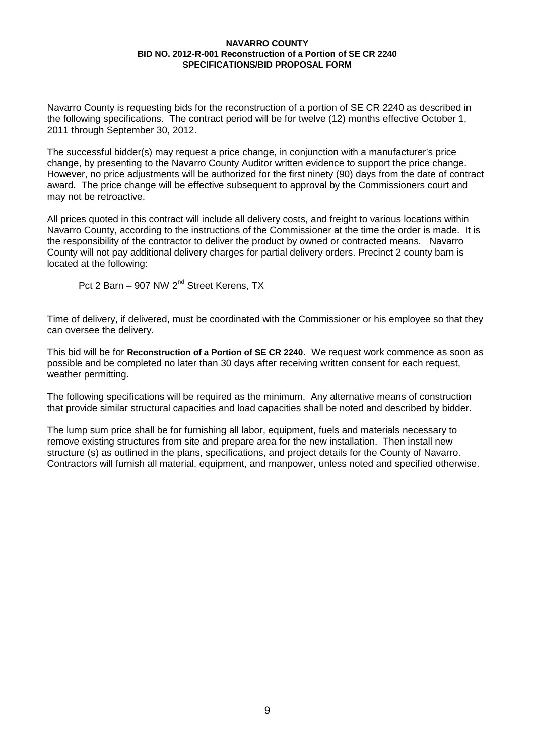**NAVARRO COUNTY**
**BID NO. 2012-R-001 Reconstruction of a Portion of SE CR 2240**
**SPECIFICATIONS/BID PROPOSAL FORM**

Navarro County is requesting bids for the reconstruction of a portion of SE CR 2240 as described in the following specifications. The contract period will be for twelve (12) months effective October 1, 2011 through September 30, 2012.

The successful bidder(s) may request a price change, in conjunction with a manufacturer's price change, by presenting to the Navarro County Auditor written evidence to support the price change. However, no price adjustments will be authorized for the first ninety (90) days from the date of contract award. The price change will be effective subsequent to approval by the Commissioners court and may not be retroactive.

All prices quoted in this contract will include all delivery costs, and freight to various locations within Navarro County, according to the instructions of the Commissioner at the time the order is made. It is the responsibility of the contractor to deliver the product by owned or contracted means. Navarro County will not pay additional delivery charges for partial delivery orders. Precinct 2 county barn is located at the following:

Pct 2 Barn – 907 NW 2nd Street Kerens, TX

Time of delivery, if delivered, must be coordinated with the Commissioner or his employee so that they can oversee the delivery.

This bid will be for **Reconstruction of a Portion of SE CR 2240**. We request work commence as soon as possible and be completed no later than 30 days after receiving written consent for each request, weather permitting.

The following specifications will be required as the minimum. Any alternative means of construction that provide similar structural capacities and load capacities shall be noted and described by bidder.

The lump sum price shall be for furnishing all labor, equipment, fuels and materials necessary to remove existing structures from site and prepare area for the new installation. Then install new structure (s) as outlined in the plans, specifications, and project details for the County of Navarro. Contractors will furnish all material, equipment, and manpower, unless noted and specified otherwise.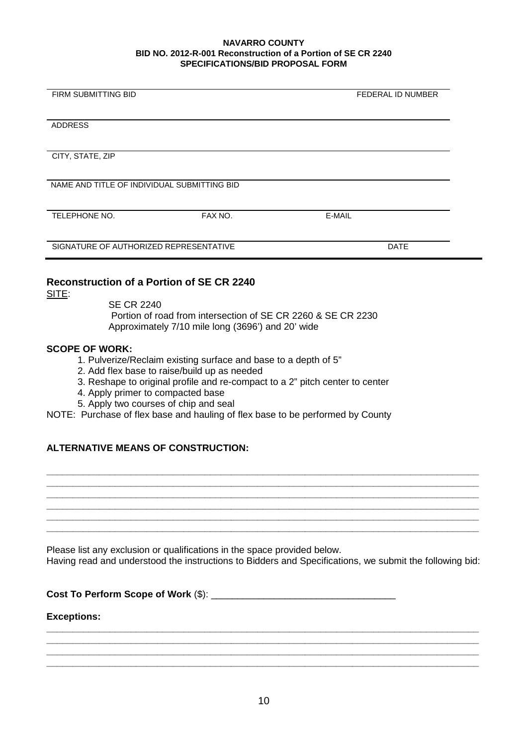**NAVARRO COUNTY**
**BID NO. 2012-R-001 Reconstruction of a Portion of SE CR 2240**
**SPECIFICATIONS/BID PROPOSAL FORM**

| FIRM SUBMITTING BID | | FEDERAL ID NUMBER |
|---|---|---|
| ADDRESS | | |
| CITY, STATE, ZIP | | |
| NAME AND TITLE OF INDIVIDUAL SUBMITTING BID | | |
| TELEPHONE NO. | FAX NO. | E-MAIL |
| SIGNATURE OF AUTHORIZED REPRESENTATIVE | | DATE |

## Reconstruction of a Portion of SE CR 2240

SITE:

SE CR 2240
Portion of road from intersection of SE CR 2260 & SE CR 2230
Approximately 7/10 mile long (3696') and 20' wide

**SCOPE OF WORK:**

1. Pulverize/Reclaim existing surface and base to a depth of 5"
2. Add flex base to raise/build up as needed
3. Reshape to original profile and re-compact to a 2" pitch center to center
4. Apply primer to compacted base
5. Apply two courses of chip and seal

NOTE: Purchase of flex base and hauling of flex base to be performed by County

**ALTERNATIVE MEANS OF CONSTRUCTION:**

______________________________________________________________________________
______________________________________________________________________________
______________________________________________________________________________
______________________________________________________________________________
______________________________________________________________________________
______________________________________________________________________________

Please list any exclusion or qualifications in the space provided below.
Having read and understood the instructions to Bidders and Specifications, we submit the following bid:

**Cost To Perform Scope of Work** ($): ________________________________

**Exceptions:**

______________________________________________________________________________
______________________________________________________________________________
______________________________________________________________________________
______________________________________________________________________________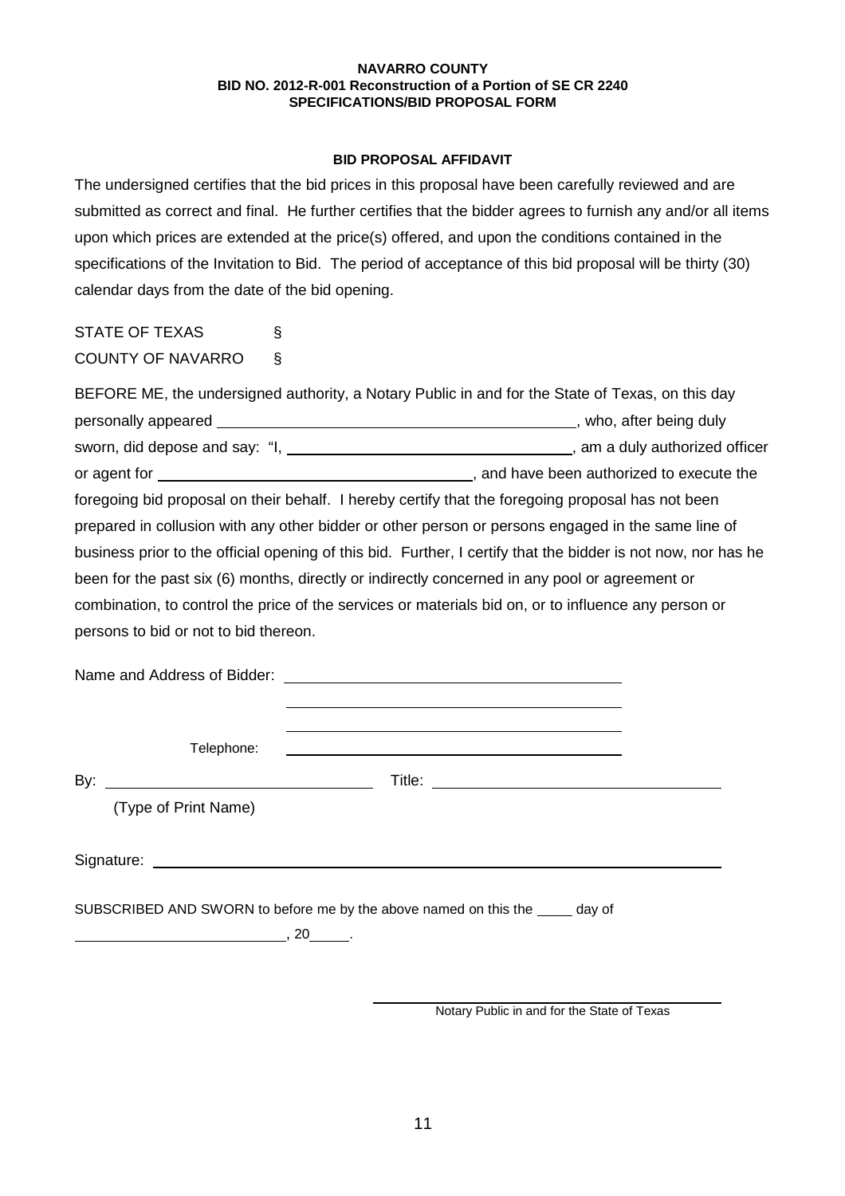**NAVARRO COUNTY**
**BID NO. 2012-R-001 Reconstruction of a Portion of SE CR 2240**
**SPECIFICATIONS/BID PROPOSAL FORM**

## BID PROPOSAL AFFIDAVIT

The undersigned certifies that the bid prices in this proposal have been carefully reviewed and are submitted as correct and final. He further certifies that the bidder agrees to furnish any and/or all items upon which prices are extended at the price(s) offered, and upon the conditions contained in the specifications of the Invitation to Bid. The period of acceptance of this bid proposal will be thirty (30) calendar days from the date of the bid opening.

STATE OF TEXAS §
COUNTY OF NAVARRO §

BEFORE ME, the undersigned authority, a Notary Public in and for the State of Texas, on this day personally appeared ________________________________________, who, after being duly sworn, did depose and say: "I, ________________________________, am a duly authorized officer or agent for ____________________________________, and have been authorized to execute the foregoing bid proposal on their behalf. I hereby certify that the foregoing proposal has not been prepared in collusion with any other bidder or other person or persons engaged in the same line of business prior to the official opening of this bid. Further, I certify that the bidder is not now, nor has he been for the past six (6) months, directly or indirectly concerned in any pool or agreement or combination, to control the price of the services or materials bid on, or to influence any person or persons to bid or not to bid thereon.

Name and Address of Bidder: ________________________________________

________________________________________

________________________________________

Telephone: ________________________________________

By: ________________________________ Title: ________________________________

(Type of Print Name)

Signature: ________________________________________________________________

SUBSCRIBED AND SWORN to before me by the above named on this the _____ day of

__________________________, 20_____.

________________________________________
Notary Public in and for the State of Texas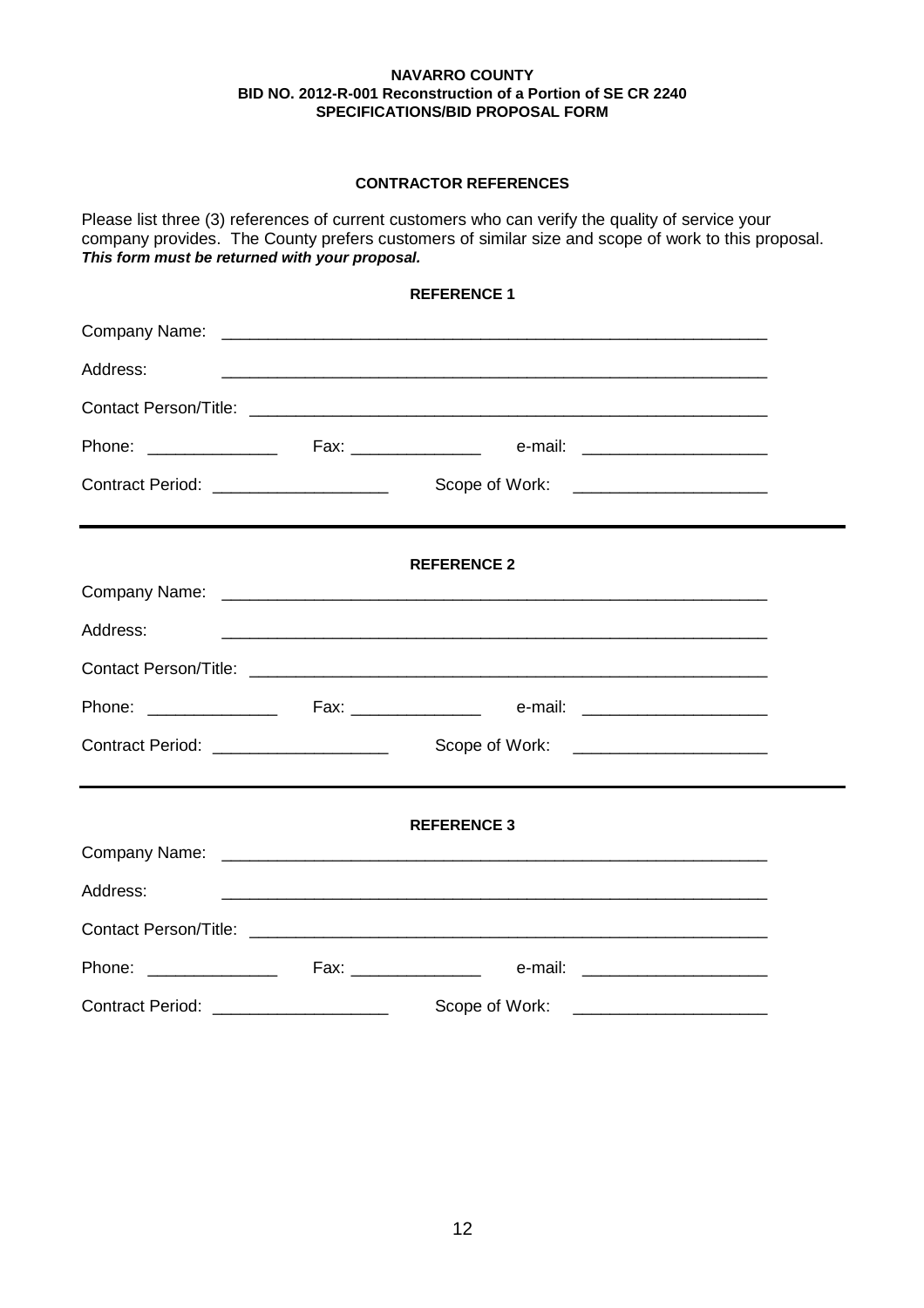**NAVARRO COUNTY**
**BID NO. 2012-R-001 Reconstruction of a Portion of SE CR 2240**
**SPECIFICATIONS/BID PROPOSAL FORM**

## CONTRACTOR REFERENCES

Please list three (3) references of current customers who can verify the quality of service your company provides. The County prefers customers of similar size and scope of work to this proposal. ***This form must be returned with your proposal.***

### REFERENCE 1

Company Name: ____________________________________________________________

Address: ____________________________________________________________

Contact Person/Title: ____________________________________________________________

Phone: ______________ Fax: ______________ e-mail: ____________________

Contract Period: ___________________ Scope of Work: _____________________

---

### REFERENCE 2

Company Name: ____________________________________________________________

Address: ____________________________________________________________

Contact Person/Title: ____________________________________________________________

Phone: ______________ Fax: ______________ e-mail: ____________________

Contract Period: ___________________ Scope of Work: _____________________

---

### REFERENCE 3

Company Name: ____________________________________________________________

Address: ____________________________________________________________

Contact Person/Title: ____________________________________________________________

Phone: ______________ Fax: ______________ e-mail: ____________________

Contract Period: ___________________ Scope of Work: _____________________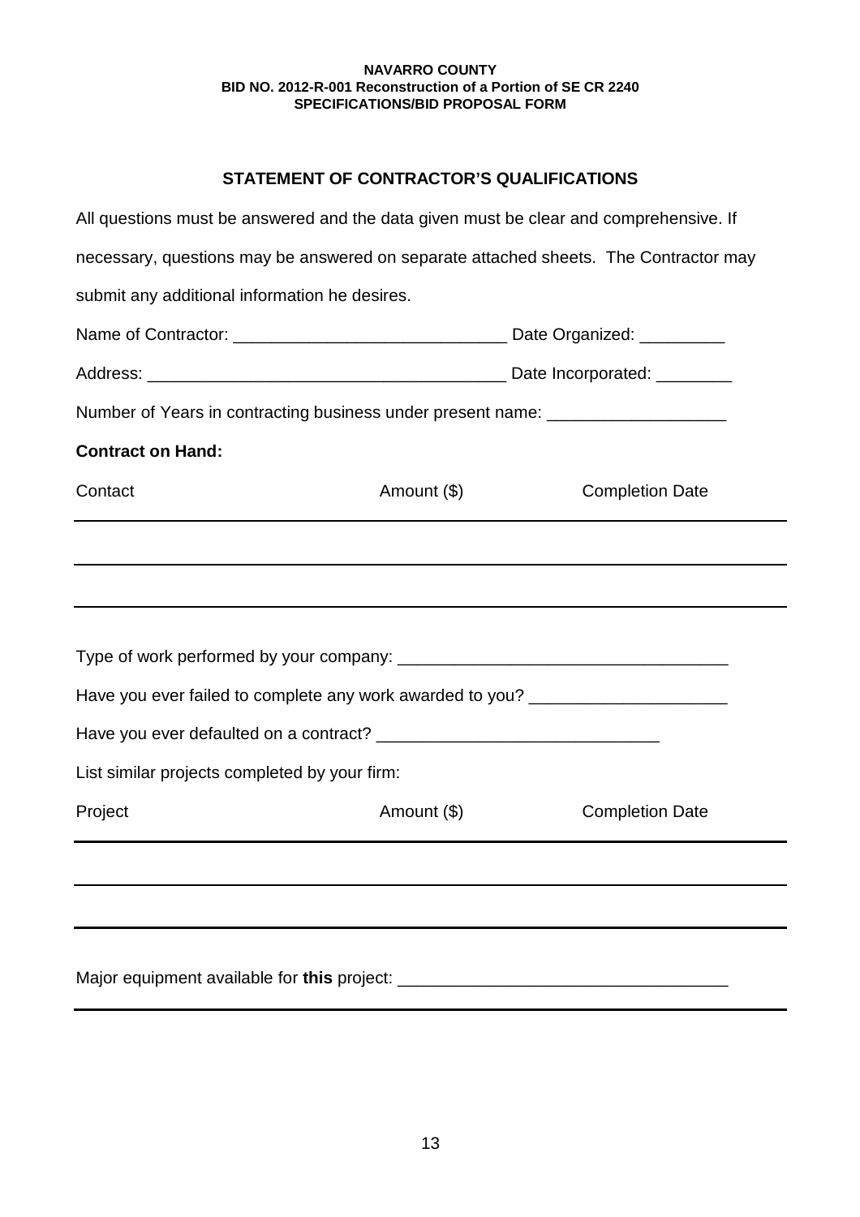**NAVARRO COUNTY**
**BID NO. 2012-R-001 Reconstruction of a Portion of SE CR 2240**
**SPECIFICATIONS/BID PROPOSAL FORM**

## STATEMENT OF CONTRACTOR'S QUALIFICATIONS

All questions must be answered and the data given must be clear and comprehensive. If necessary, questions may be answered on separate attached sheets. The Contractor may submit any additional information he desires.

Name of Contractor: ____________________________ Date Organized: _________

Address: _____________________________________ Date Incorporated: ________

Number of Years in contracting business under present name: ___________________

**Contract on Hand:**

| Contact | Amount ($) | Completion Date |
|---|---|---|
| | | |
| | | |
| | | |

Type of work performed by your company: ___________________________________

Have you ever failed to complete any work awarded to you? ____________________

Have you ever defaulted on a contract? _____________________________

List similar projects completed by your firm:

| Project | Amount ($) | Completion Date |
|---|---|---|
| | | |
| | | |
| | | |

Major equipment available for **this** project: _________________________________

_____________________________________________________________________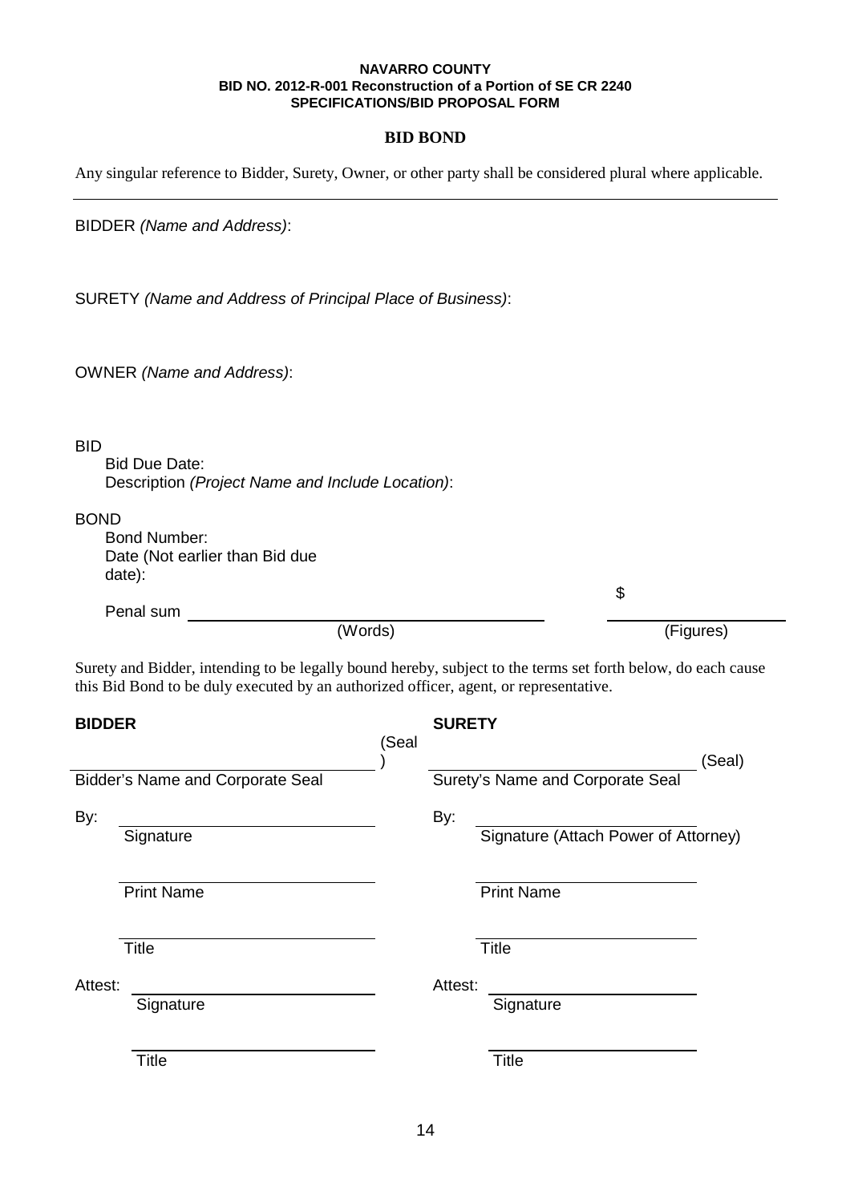**NAVARRO COUNTY**
**BID NO. 2012-R-001 Reconstruction of a Portion of SE CR 2240**
**SPECIFICATIONS/BID PROPOSAL FORM**

## BID BOND

Any singular reference to Bidder, Surety, Owner, or other party shall be considered plural where applicable.

---

BIDDER *(Name and Address)*:

SURETY *(Name and Address of Principal Place of Business)*:

OWNER *(Name and Address)*:

BID
Bid Due Date:
Description *(Project Name and Include Location)*:

BOND
Bond Number:
Date (Not earlier than Bid due date):
Penal sum ______________________________ (Words) $______________ (Figures)

Surety and Bidder, intending to be legally bound hereby, subject to the terms set forth below, do each cause this Bid Bond to be duly executed by an authorized officer, agent, or representative.

| **BIDDER** | **SURETY** |
|---|---|
| ______________________________ (Seal) | ______________________________ (Seal) |
| Bidder's Name and Corporate Seal | Surety's Name and Corporate Seal |
| By: ______________________________ | By: ______________________________ |
| Signature | Signature (Attach Power of Attorney) |
| ______________________________ | ______________________________ |
| Print Name | Print Name |
| ______________________________ | ______________________________ |
| Title | Title |
| Attest: ______________________________ | Attest: ______________________________ |
| Signature | Signature |
| ______________________________ | ______________________________ |
| Title | Title |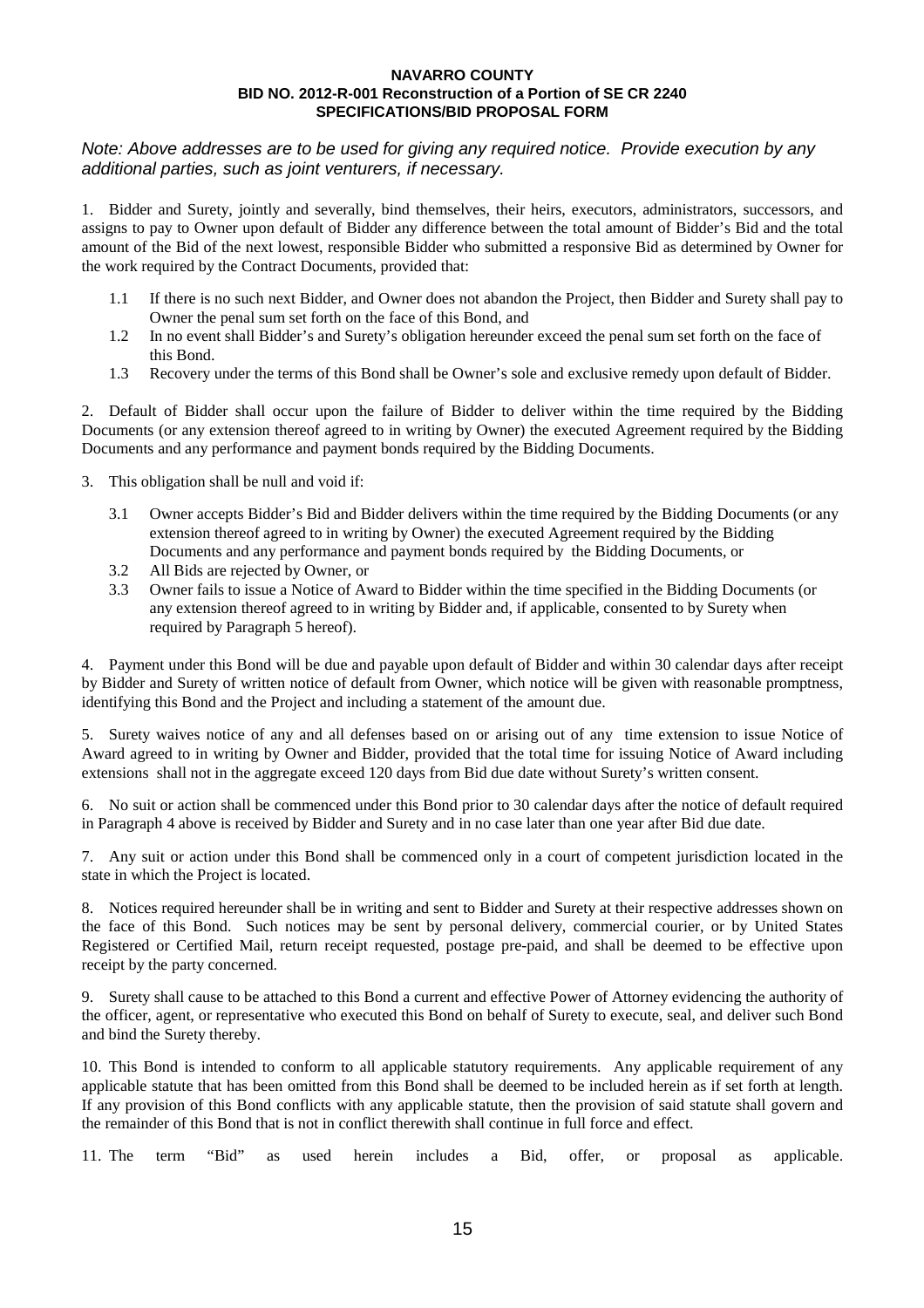**NAVARRO COUNTY**
**BID NO. 2012-R-001 Reconstruction of a Portion of SE CR 2240**
**SPECIFICATIONS/BID PROPOSAL FORM**

*Note: Above addresses are to be used for giving any required notice. Provide execution by any additional parties, such as joint venturers, if necessary.*

1. Bidder and Surety, jointly and severally, bind themselves, their heirs, executors, administrators, successors, and assigns to pay to Owner upon default of Bidder any difference between the total amount of Bidder's Bid and the total amount of the Bid of the next lowest, responsible Bidder who submitted a responsive Bid as determined by Owner for the work required by the Contract Documents, provided that:

   1.1 If there is no such next Bidder, and Owner does not abandon the Project, then Bidder and Surety shall pay to Owner the penal sum set forth on the face of this Bond, and
   
   1.2 In no event shall Bidder's and Surety's obligation hereunder exceed the penal sum set forth on the face of this Bond.
   
   1.3 Recovery under the terms of this Bond shall be Owner's sole and exclusive remedy upon default of Bidder.

2. Default of Bidder shall occur upon the failure of Bidder to deliver within the time required by the Bidding Documents (or any extension thereof agreed to in writing by Owner) the executed Agreement required by the Bidding Documents and any performance and payment bonds required by the Bidding Documents.

3. This obligation shall be null and void if:

   3.1 Owner accepts Bidder's Bid and Bidder delivers within the time required by the Bidding Documents (or any extension thereof agreed to in writing by Owner) the executed Agreement required by the Bidding Documents and any performance and payment bonds required by the Bidding Documents, or
   
   3.2 All Bids are rejected by Owner, or
   
   3.3 Owner fails to issue a Notice of Award to Bidder within the time specified in the Bidding Documents (or any extension thereof agreed to in writing by Bidder and, if applicable, consented to by Surety when required by Paragraph 5 hereof).

4. Payment under this Bond will be due and payable upon default of Bidder and within 30 calendar days after receipt by Bidder and Surety of written notice of default from Owner, which notice will be given with reasonable promptness, identifying this Bond and the Project and including a statement of the amount due.

5. Surety waives notice of any and all defenses based on or arising out of any time extension to issue Notice of Award agreed to in writing by Owner and Bidder, provided that the total time for issuing Notice of Award including extensions shall not in the aggregate exceed 120 days from Bid due date without Surety's written consent.

6. No suit or action shall be commenced under this Bond prior to 30 calendar days after the notice of default required in Paragraph 4 above is received by Bidder and Surety and in no case later than one year after Bid due date.

7. Any suit or action under this Bond shall be commenced only in a court of competent jurisdiction located in the state in which the Project is located.

8. Notices required hereunder shall be in writing and sent to Bidder and Surety at their respective addresses shown on the face of this Bond. Such notices may be sent by personal delivery, commercial courier, or by United States Registered or Certified Mail, return receipt requested, postage pre-paid, and shall be deemed to be effective upon receipt by the party concerned.

9. Surety shall cause to be attached to this Bond a current and effective Power of Attorney evidencing the authority of the officer, agent, or representative who executed this Bond on behalf of Surety to execute, seal, and deliver such Bond and bind the Surety thereby.

10. This Bond is intended to conform to all applicable statutory requirements. Any applicable requirement of any applicable statute that has been omitted from this Bond shall be deemed to be included herein as if set forth at length. If any provision of this Bond conflicts with any applicable statute, then the provision of said statute shall govern and the remainder of this Bond that is not in conflict therewith shall continue in full force and effect.

11. The term "Bid" as used herein includes a Bid, offer, or proposal as applicable.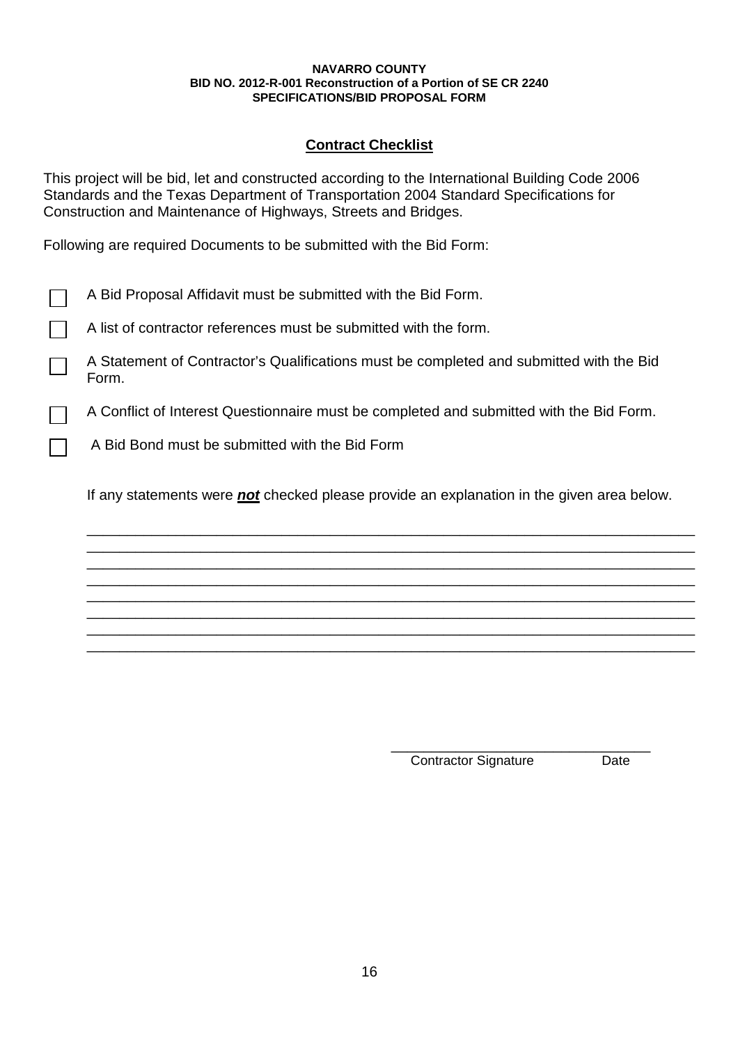**NAVARRO COUNTY**
**BID NO. 2012-R-001 Reconstruction of a Portion of SE CR 2240**
**SPECIFICATIONS/BID PROPOSAL FORM**

## Contract Checklist

This project will be bid, let and constructed according to the International Building Code 2006 Standards and the Texas Department of Transportation 2004 Standard Specifications for Construction and Maintenance of Highways, Streets and Bridges.

Following are required Documents to be submitted with the Bid Form:

- [ ] A Bid Proposal Affidavit must be submitted with the Bid Form.
- [ ] A list of contractor references must be submitted with the form.
- [ ] A Statement of Contractor's Qualifications must be completed and submitted with the Bid Form.
- [ ] A Conflict of Interest Questionnaire must be completed and submitted with the Bid Form.
- [ ] A Bid Bond must be submitted with the Bid Form

If any statements were ***not*** checked please provide an explanation in the given area below.

\_\_\_\_\_\_\_\_\_\_\_\_\_\_\_\_\_\_\_\_\_\_\_\_\_\_\_\_\_\_\_\_\_\_\_\_\_\_\_\_\_\_\_\_\_\_\_\_\_\_\_\_\_\_\_\_\_\_\_\_\_\_\_\_\_\_\_\_\_\_
\_\_\_\_\_\_\_\_\_\_\_\_\_\_\_\_\_\_\_\_\_\_\_\_\_\_\_\_\_\_\_\_\_\_\_\_\_\_\_\_\_\_\_\_\_\_\_\_\_\_\_\_\_\_\_\_\_\_\_\_\_\_\_\_\_\_\_\_\_\_
\_\_\_\_\_\_\_\_\_\_\_\_\_\_\_\_\_\_\_\_\_\_\_\_\_\_\_\_\_\_\_\_\_\_\_\_\_\_\_\_\_\_\_\_\_\_\_\_\_\_\_\_\_\_\_\_\_\_\_\_\_\_\_\_\_\_\_\_\_\_
\_\_\_\_\_\_\_\_\_\_\_\_\_\_\_\_\_\_\_\_\_\_\_\_\_\_\_\_\_\_\_\_\_\_\_\_\_\_\_\_\_\_\_\_\_\_\_\_\_\_\_\_\_\_\_\_\_\_\_\_\_\_\_\_\_\_\_\_\_\_
\_\_\_\_\_\_\_\_\_\_\_\_\_\_\_\_\_\_\_\_\_\_\_\_\_\_\_\_\_\_\_\_\_\_\_\_\_\_\_\_\_\_\_\_\_\_\_\_\_\_\_\_\_\_\_\_\_\_\_\_\_\_\_\_\_\_\_\_\_\_
\_\_\_\_\_\_\_\_\_\_\_\_\_\_\_\_\_\_\_\_\_\_\_\_\_\_\_\_\_\_\_\_\_\_\_\_\_\_\_\_\_\_\_\_\_\_\_\_\_\_\_\_\_\_\_\_\_\_\_\_\_\_\_\_\_\_\_\_\_\_
\_\_\_\_\_\_\_\_\_\_\_\_\_\_\_\_\_\_\_\_\_\_\_\_\_\_\_\_\_\_\_\_\_\_\_\_\_\_\_\_\_\_\_\_\_\_\_\_\_\_\_\_\_\_\_\_\_\_\_\_\_\_\_\_\_\_\_\_\_\_
\_\_\_\_\_\_\_\_\_\_\_\_\_\_\_\_\_\_\_\_\_\_\_\_\_\_\_\_\_\_\_\_\_\_\_\_\_\_\_\_\_\_\_\_\_\_\_\_\_\_\_\_\_\_\_\_\_\_\_\_\_\_\_\_\_\_\_\_\_\_

\_\_\_\_\_\_\_\_\_\_\_\_\_\_\_\_\_\_\_\_\_\_\_\_\_\_\_\_\_\_\_\_
Contractor Signature Date